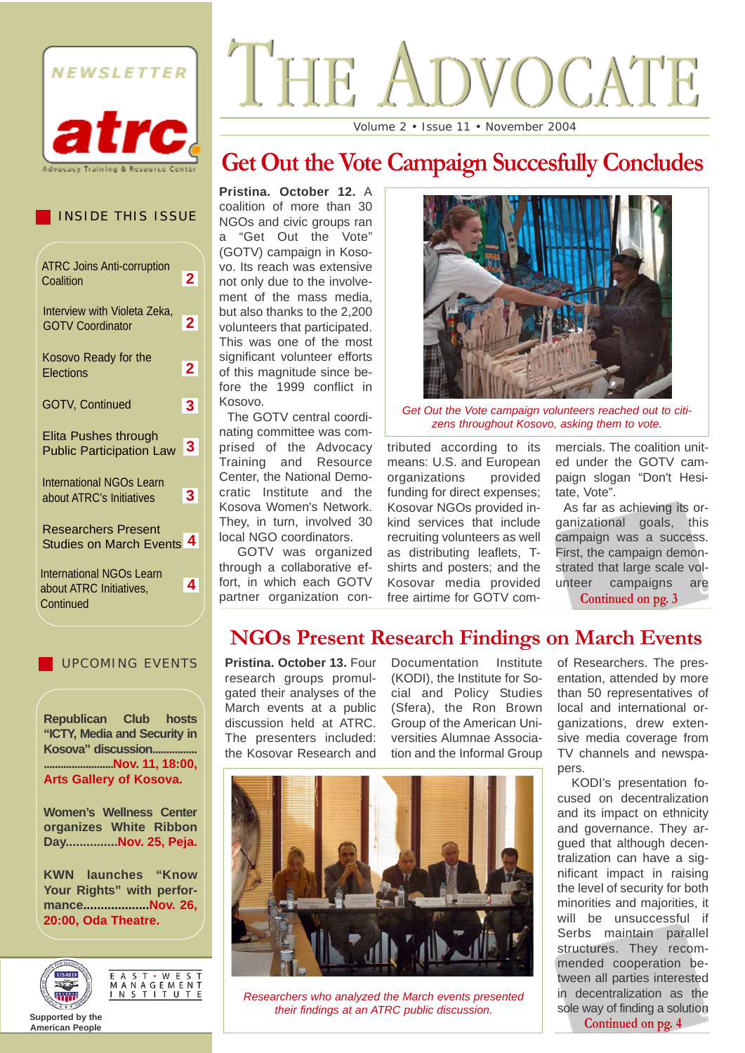NEWSLETTER

atrc

Advocacy Training & Resource Center

# The Advocate

Volume 2 • Issue 11 • November 2004

## INSIDE THIS ISSUE

| | |
|---|---|
| ATRC Joins Anti-corruption Coalition | 2 |
| Interview with Violeta Zeka, GOTV Coordinator | 2 |
| Kosovo Ready for the Elections | 2 |
| GOTV, Continued | 3 |
| Elita Pushes through Public Participation Law | 3 |
| International NGOs Learn about ATRC's Initiatives | 3 |
| Researchers Present Studies on March Events | 4 |
| International NGOs Learn about ATRC Initiatives, Continued | 4 |

## UPCOMING EVENTS

**Republican Club hosts "ICTY, Media and Security in Kosova" discussion................................................Nov. 11, 18:00, Arts Gallery of Kosova.**

**Women's Wellness Center organizes White Ribbon Day...............Nov. 25, Peja.**

**KWN launches "Know Your Rights" with performance...................Nov. 26, 20:00, Oda Theatre.**

Supported by the American People

EAST·WEST MANAGEMENT INSTITUTE

## Get Out the Vote Campaign Succesfully Concludes

**Pristina. October 12.** A coalition of more than 30 NGOs and civic groups ran a "Get Out the Vote" (GOTV) campaign in Kosovo. Its reach was extensive not only due to the involvement of the mass media, but also thanks to the 2,200 volunteers that participated. This was one of the most significant volunteer efforts of this magnitude since before the 1999 conflict in Kosovo.

The GOTV central coordinating committee was comprised of the Advocacy Training and Resource Center, the National Democratic Institute and the Kosova Women's Network. They, in turn, involved 30 local NGO coordinators.

GOTV was organized through a collaborative effort, in which each GOTV partner organization contributed according to its means: U.S. and European organizations provided funding for direct expenses; Kosovar NGOs provided in-kind services that include recruiting volunteers as well as distributing leaflets, T-shirts and posters; and the Kosovar media provided free airtime for GOTV commercials. The coalition united under the GOTV campaign slogan "Don't Hesitate, Vote".

*Get Out the Vote campaign volunteers reached out to citizens throughout Kosovo, asking them to vote.*

As far as achieving its organizational goals, this campaign was a success. First, the campaign demonstrated that large scale volunteer campaigns are

Continued on pg. 3

## NGOs Present Research Findings on March Events

**Pristina. October 13.** Four research groups promulgated their analyses of the March events at a public discussion held at ATRC. The presenters included: the Kosovar Research and Documentation Institute (KODI), the Institute for Social and Policy Studies (Sfera), the Ron Brown Group of the American Universities Alumnae Association and the Informal Group of Researchers. The presentation, attended by more than 50 representatives of local and international organizations, drew extensive media coverage from TV channels and newspapers.

*Researchers who analyzed the March events presented their findings at an ATRC public discussion.*

KODI's presentation focused on decentralization and its impact on ethnicity and governance. They argued that although decentralization can have a significant impact in raising the level of security for both minorities and majorities, it will be unsuccessful if Serbs maintain parallel structures. They recommended cooperation between all parties interested in decentralization as the sole way of finding a solution

Continued on pg. 4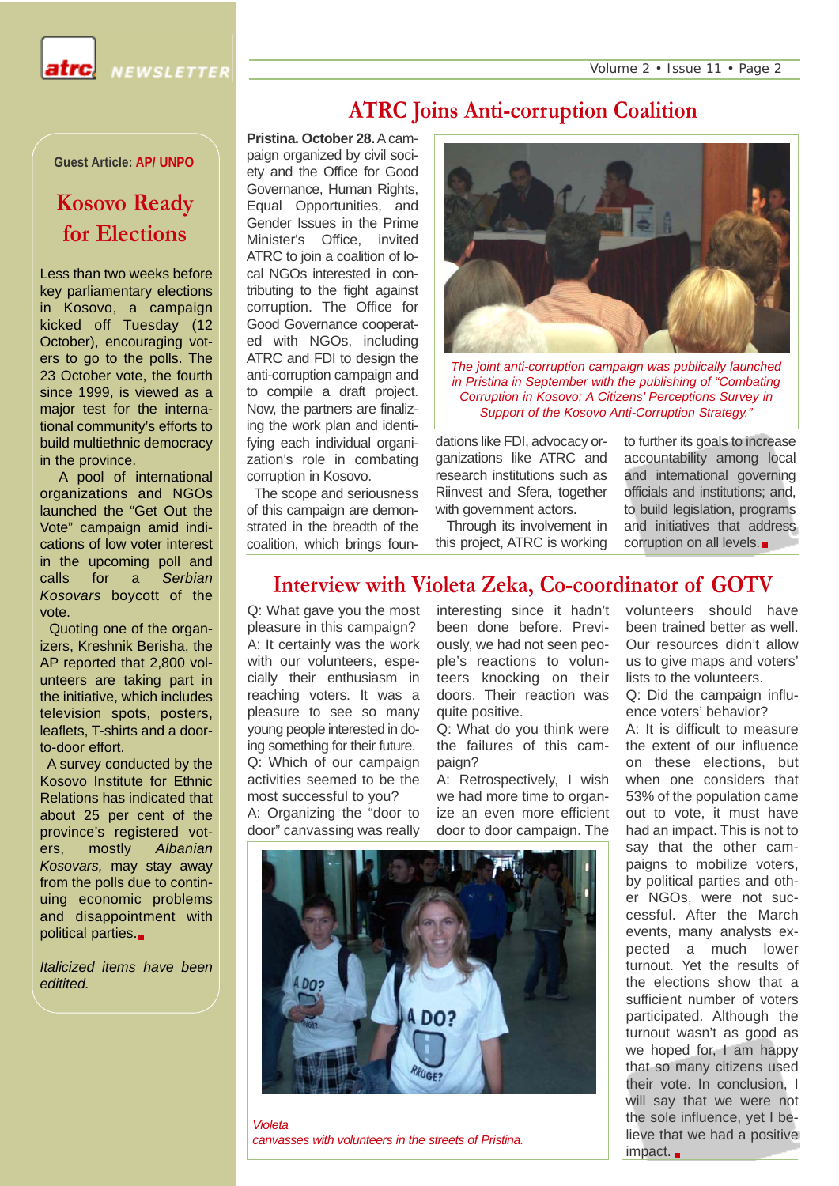## ATRC Joins Anti-corruption Coalition

**Pristina. October 28.** A campaign organized by civil society and the Office for Good Governance, Human Rights, Equal Opportunities, and Gender Issues in the Prime Minister's Office, invited ATRC to join a coalition of local NGOs interested in contributing to the fight against corruption. The Office for Good Governance cooperated with NGOs, including ATRC and FDI to design the anti-corruption campaign and to compile a draft project. Now, the partners are finalizing the work plan and identifying each individual organization's role in combating corruption in Kosovo.

The scope and seriousness of this campaign are demonstrated in the breadth of the coalition, which brings foundations like FDI, advocacy organizations like ATRC and research institutions such as Riinvest and Sfera, together with government actors.

Through its involvement in this project, ATRC is working to further its goals to increase accountability among local and international governing officials and institutions; and, to build legislation, programs and initiatives that address corruption on all levels.

*The joint anti-corruption campaign was publically launched in Pristina in September with the publishing of "Combating Corruption in Kosovo: A Citizens' Perceptions Survey in Support of the Kosovo Anti-Corruption Strategy."*

## Interview with Violeta Zeka, Co-coordinator of GOTV

Q: What gave you the most pleasure in this campaign?

A: It certainly was the work with our volunteers, especially their enthusiasm in reaching voters. It was a pleasure to see so many young people interested in doing something for their future.

Q: Which of our campaign activities seemed to be the most successful to you?

A: Organizing the "door to door" canvassing was really interesting since it hadn't been done before. Previously, we had not seen people's reactions to volunteers knocking on their doors. Their reaction was quite positive.

Q: What do you think were the failures of this campaign?

A: Retrospectively, I wish we had more time to organize an even more efficient door to door campaign. The volunteers should have been trained better as well. Our resources didn't allow us to give maps and voters' lists to the volunteers.

Q: Did the campaign influence voters' behavior?

A: It is difficult to measure the extent of our influence on these elections, but when one considers that 53% of the population came out to vote, it must have had an impact. This is not to say that the other campaigns to mobilize voters, by political parties and other NGOs, were not successful. After the March events, many analysts expected a much lower turnout. Yet the results of the elections show that a sufficient number of voters participated. Although the turnout wasn't as good as we hoped for, I am happy that so many citizens used their vote. In conclusion, I will say that we were not the sole influence, yet I believe that we had a positive impact.

*Violeta canvasses with volunteers in the streets of Pristina.*

---

Guest Article: AP/ UNPO

## Kosovo Ready for Elections

Less than two weeks before key parliamentary elections in Kosovo, a campaign kicked off Tuesday (12 October), encouraging voters to go to the polls. The 23 October vote, the fourth since 1999, is viewed as a major test for the international community's efforts to build multiethnic democracy in the province.

A pool of international organizations and NGOs launched the "Get Out the Vote" campaign amid indications of low voter interest in the upcoming poll and calls for a *Serbian Kosovars* boycott of the vote.

Quoting one of the organizers, Kreshnik Berisha, the AP reported that 2,800 volunteers are taking part in the initiative, which includes television spots, posters, leaflets, T-shirts and a door-to-door effort.

A survey conducted by the Kosovo Institute for Ethnic Relations has indicated that about 25 per cent of the province's registered voters, mostly *Albanian Kosovars,* may stay away from the polls due to continuing economic problems and disappointment with political parties.

*Italicized items have been editited.*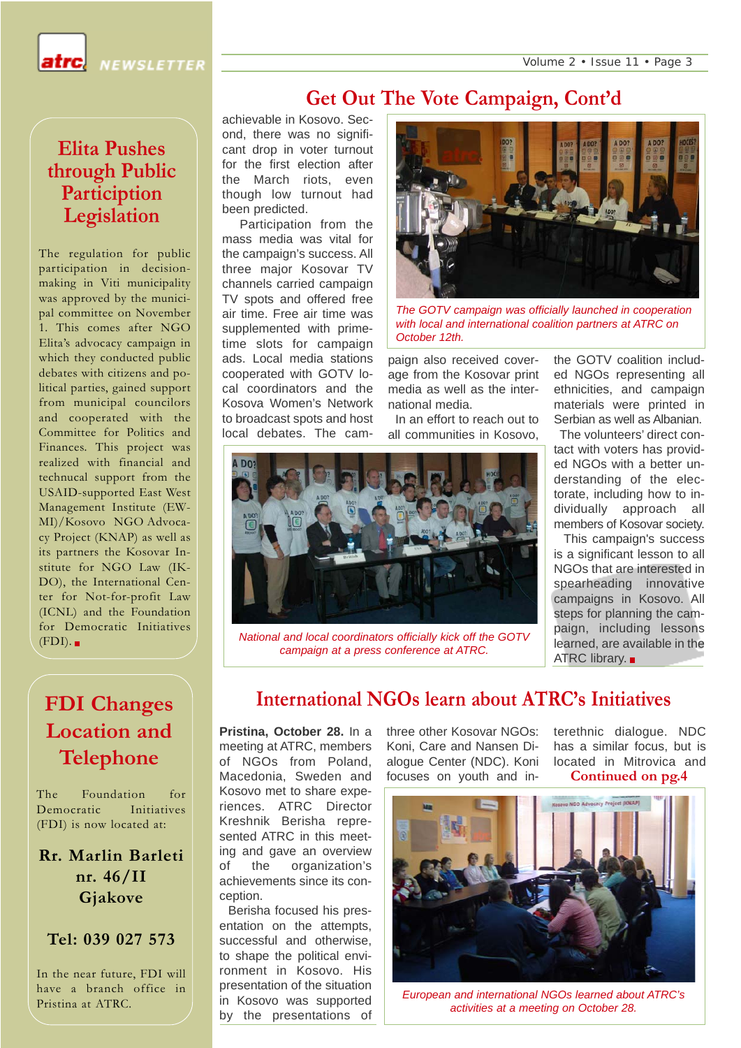## Elita Pushes through Public Participion Legislation

The regulation for public participation in decision-making in Viti municipality was approved by the municipal committee on November 1. This comes after NGO Elita's advocacy campaign in which they conducted public debates with citizens and political parties, gained support from municipal councilors and cooperated with the Committee for Politics and Finances. This project was realized with financial and technical support from the USAID-supported East West Management Institute (EWMI)/Kosovo NGO Advocacy Project (KNAP) as well as its partners the Kosovar Institute for NGO Law (IKDO), the International Center for Not-for-profit Law (ICNL) and the Foundation for Democratic Initiatives (FDI).

## FDI Changes Location and Telephone

The Foundation for Democratic Initiatives (FDI) is now located at:

**Rr. Marlin Barleti nr. 46/II Gjakove**

**Tel: 039 027 573**

In the near future, FDI will have a branch office in Pristina at ATRC.

## Get Out The Vote Campaign, Cont'd

achievable in Kosovo. Second, there was no significant drop in voter turnout for the first election after the March riots, even though low turnout had been predicted.

Participation from the mass media was vital for the campaign's success. All three major Kosovar TV channels carried campaign TV spots and offered free air time. Free air time was supplemented with prime-time slots for campaign ads. Local media stations cooperated with GOTV local coordinators and the Kosova Women's Network to broadcast spots and host local debates. The campaign also received coverage from the Kosovar print media as well as the international media.

*The GOTV campaign was officially launched in cooperation with local and international coalition partners at ATRC on October 12th.*

In an effort to reach out to all communities in Kosovo, the GOTV coalition included NGOs representing all ethnicities, and campaign materials were printed in Serbian as well as Albanian.

The volunteers' direct contact with voters has provided NGOs with a better understanding of the electorate, including how to individually approach all members of Kosovar society.

This campaign's success is a significant lesson to all NGOs that are interested in spearheading innovative campaigns in Kosovo. All steps for planning the campaign, including lessons learned, are available in the ATRC library.

*National and local coordinators officially kick off the GOTV campaign at a press conference at ATRC.*

## International NGOs learn about ATRC's Initiatives

**Pristina, October 28.** In a meeting at ATRC, members of NGOs from Poland, Macedonia, Sweden and Kosovo met to share experiences. ATRC Director Kreshnik Berisha represented ATRC in this meeting and gave an overview of the organization's achievements since its conception.

Berisha focused his presentation on the attempts, successful and otherwise, to shape the political environment in Kosovo. His presentation of the situation in Kosovo was supported by the presentations of three other Kosovar NGOs: Koni, Care and Nansen Dialogue Center (NDC). Koni focuses on youth and interethnic dialogue. NDC has a similar focus, but is located in Mitrovica and

**Continued on pg.4**

*European and international NGOs learned about ATRC's activities at a meeting on October 28.*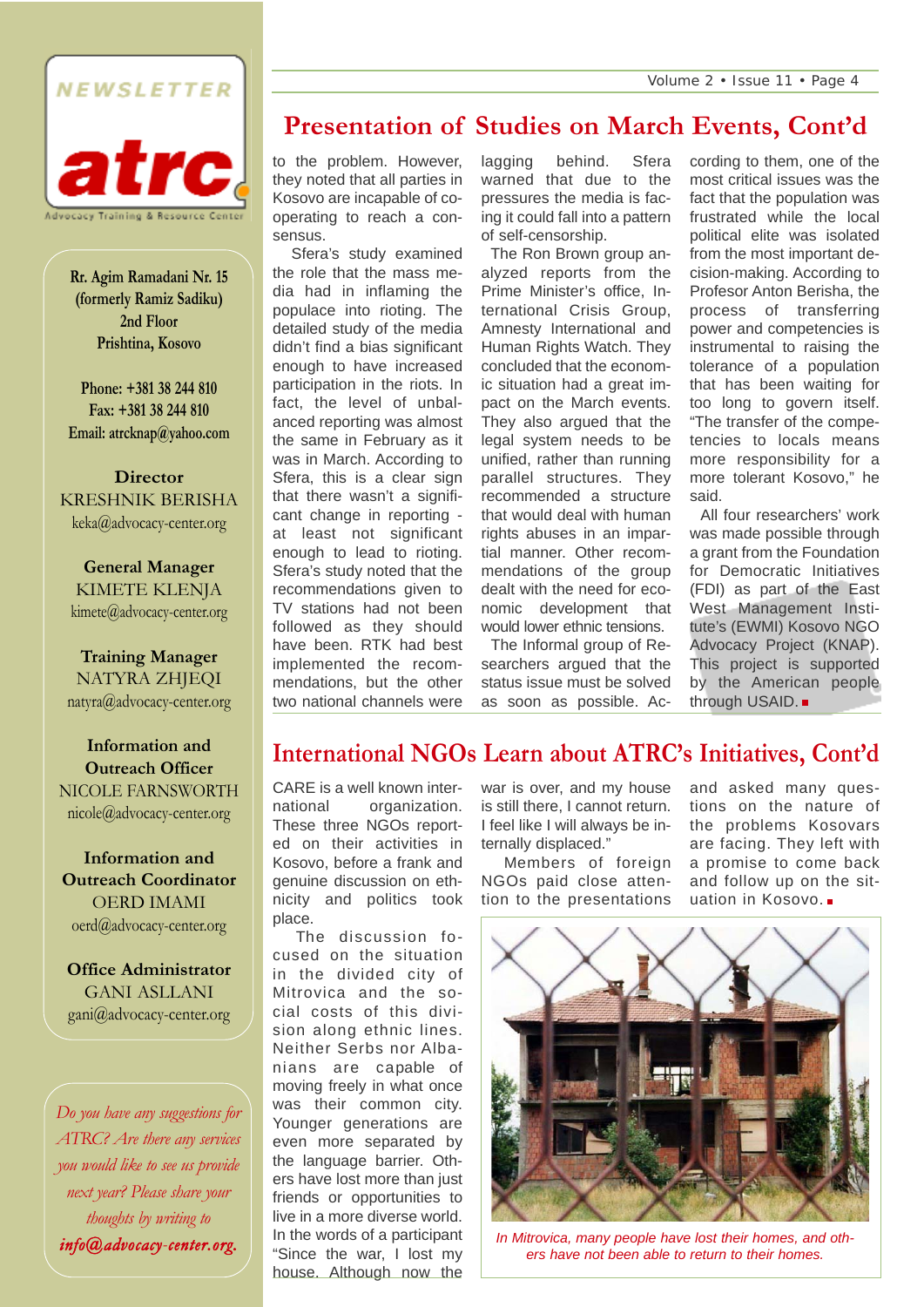NEWSLETTER

atrc

Advocacy Training & Resource Center

Rr. Agim Ramadani Nr. 15 (formerly Ramiz Sadiku) 2nd Floor Prishtina, Kosovo

Phone: +381 38 244 810
Fax: +381 38 244 810
Email: atrcknap@yahoo.com

**Director**
KRESHNIK BERISHA
keka@advocacy-center.org

**General Manager**
KIMETE KLENJA
kimete@advocacy-center.org

**Training Manager**
NATYRA ZHJEQI
natyra@advocacy-center.org

**Information and Outreach Officer**
NICOLE FARNSWORTH
nicole@advocacy-center.org

**Information and Outreach Coordinator**
OERD IMAMI
oerd@advocacy-center.org

**Office Administrator**
GANI ASLLANI
gani@advocacy-center.org

*Do you have any suggestions for ATRC? Are there any services you would like to see us provide next year? Please share your thoughts by writing to* ***info@advocacy-center.org.***

# Presentation of Studies on March Events, Cont'd

to the problem. However, they noted that all parties in Kosovo are incapable of co-operating to reach a consensus.

Sfera's study examined the role that the mass media had in inflaming the populace into rioting. The detailed study of the media didn't find a bias significant enough to have increased participation in the riots. In fact, the level of unbalanced reporting was almost the same in February as it was in March. According to Sfera, this is a clear sign that there wasn't a significant change in reporting - at least not significant enough to lead to rioting. Sfera's study noted that the recommendations given to TV stations had not been followed as they should have been. RTK had best implemented the recommendations, but the other two national channels were lagging behind. Sfera warned that due to the pressures the media is facing it could fall into a pattern of self-censorship.

The Ron Brown group analyzed reports from the Prime Minister's office, International Crisis Group, Amnesty International and Human Rights Watch. They concluded that the economic situation had a great impact on the March events. They also argued that the legal system needs to be unified, rather than running parallel structures. They recommended a structure that would deal with human rights abuses in an impartial manner. Other recommendations of the group dealt with the need for economic development that would lower ethnic tensions.

The Informal group of Researchers argued that the status issue must be solved as soon as possible. According to them, one of the most critical issues was the fact that the population was frustrated while the local political elite was isolated from the most important decision-making. According to Profesor Anton Berisha, the process of transferring power and competencies is instrumental to raising the tolerance of a population that has been waiting for too long to govern itself. "The transfer of the competencies to locals means more responsibility for a more tolerant Kosovo," he said.

All four researchers' work was made possible through a grant from the Foundation for Democratic Initiatives (FDI) as part of the East West Management Institute's (EWMI) Kosovo NGO Advocacy Project (KNAP). This project is supported by the American people through USAID. ■

# International NGOs Learn about ATRC's Initiatives, Cont'd

CARE is a well known international organization. These three NGOs reported on their activities in Kosovo, before a frank and genuine discussion on ethnicity and politics took place.

The discussion focused on the situation in the divided city of Mitrovica and the social costs of this division along ethnic lines. Neither Serbs nor Albanians are capable of moving freely in what once was their common city. Younger generations are even more separated by the language barrier. Others have lost more than just friends or opportunities to live in a more diverse world. In the words of a participant "Since the war, I lost my house. Although now the war is over, and my house is still there, I cannot return. I feel like I will always be internally displaced."

Members of foreign NGOs paid close attention to the presentations and asked many questions on the nature of the problems Kosovars are facing. They left with a promise to come back and follow up on the situation in Kosovo. ■

*In Mitrovica, many people have lost their homes, and others have not been able to return to their homes.*